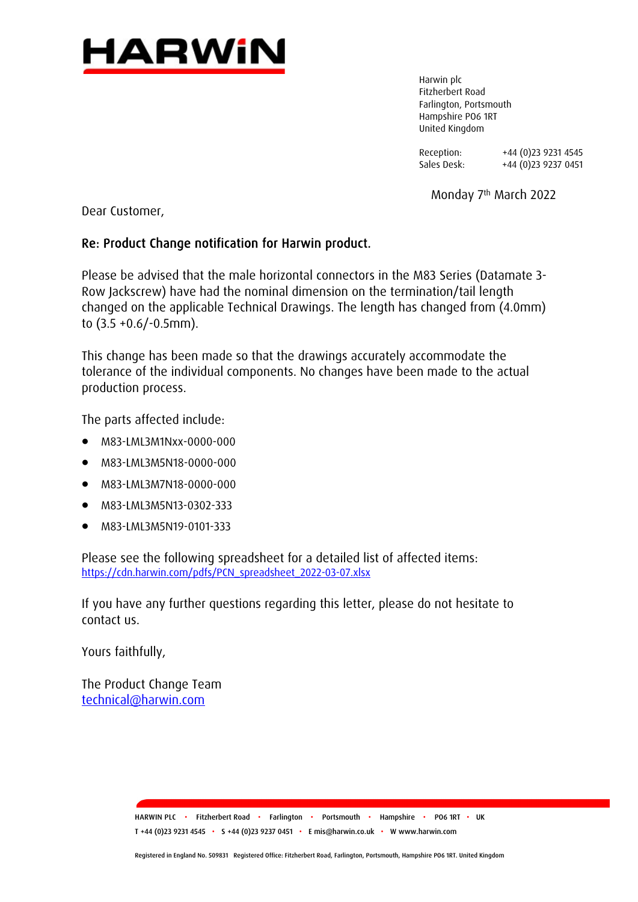# HARWIN

Harwin plc
Fitzherbert Road
Farlington, Portsmouth
Hampshire PO6 1RT
United Kingdom

Reception: +44 (0)23 9231 4545
Sales Desk: +44 (0)23 9237 0451

Monday 7th March 2022

Dear Customer,

**Re: Product Change notification for Harwin product.**

Please be advised that the male horizontal connectors in the M83 Series (Datamate 3-Row Jackscrew) have had the nominal dimension on the termination/tail length changed on the applicable Technical Drawings. The length has changed from (4.0mm) to (3.5 +0.6/-0.5mm).

This change has been made so that the drawings accurately accommodate the tolerance of the individual components. No changes have been made to the actual production process.

The parts affected include:

- M83-LML3M1Nxx-0000-000
- M83-LML3M5N18-0000-000
- M83-LML3M7N18-0000-000
- M83-LML3M5N13-0302-333
- M83-LML3M5N19-0101-333

Please see the following spreadsheet for a detailed list of affected items:
[https://cdn.harwin.com/pdfs/PCN_spreadsheet_2022-03-07.xlsx](https://cdn.harwin.com/pdfs/PCN_spreadsheet_2022-03-07.xlsx)

If you have any further questions regarding this letter, please do not hesitate to contact us.

Yours faithfully,

The Product Change Team
[technical@harwin.com](mailto:technical@harwin.com)

HARWIN PLC • Fitzherbert Road • Farlington • Portsmouth • Hampshire • PO6 1RT • UK
T +44 (0)23 9231 4545 • S +44 (0)23 9237 0451 • E mis@harwin.co.uk • W www.harwin.com

Registered in England No. 509831 Registered Office: Fitzherbert Road, Farlington, Portsmouth, Hampshire PO6 1RT. United Kingdom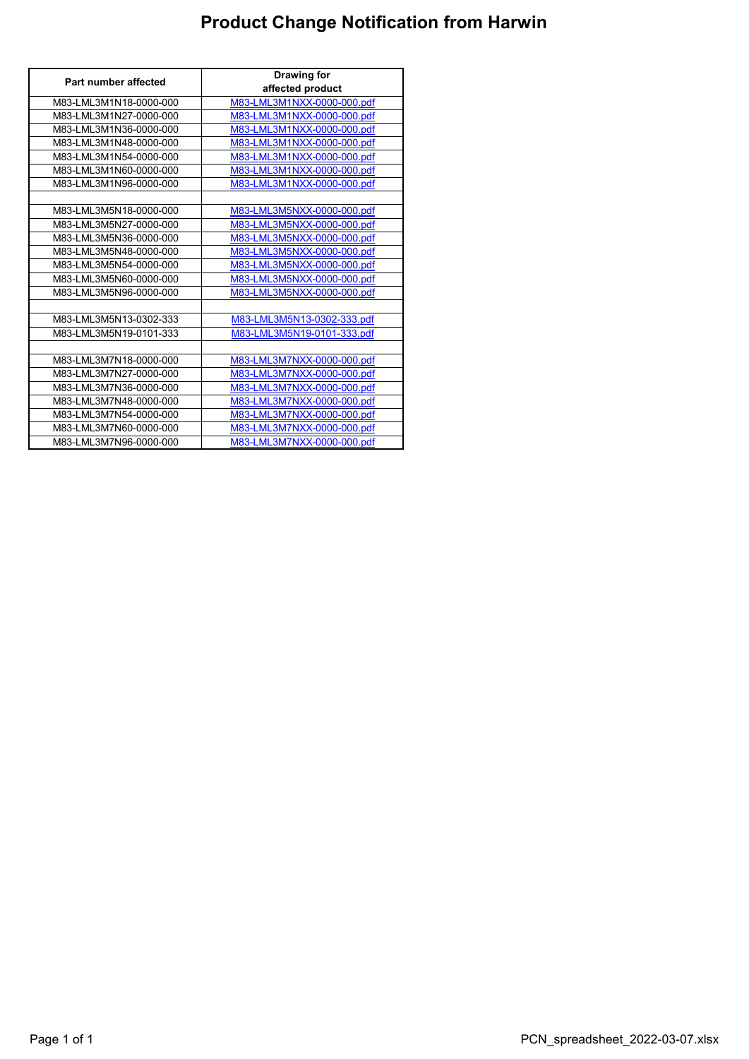# Product Change Notification from Harwin

| Part number affected | Drawing for affected product |
|---|---|
| M83-LML3M1N18-0000-000 | M83-LML3M1NXX-0000-000.pdf |
| M83-LML3M1N27-0000-000 | M83-LML3M1NXX-0000-000.pdf |
| M83-LML3M1N36-0000-000 | M83-LML3M1NXX-0000-000.pdf |
| M83-LML3M1N48-0000-000 | M83-LML3M1NXX-0000-000.pdf |
| M83-LML3M1N54-0000-000 | M83-LML3M1NXX-0000-000.pdf |
| M83-LML3M1N60-0000-000 | M83-LML3M1NXX-0000-000.pdf |
| M83-LML3M1N96-0000-000 | M83-LML3M1NXX-0000-000.pdf |
| | |
| M83-LML3M5N18-0000-000 | M83-LML3M5NXX-0000-000.pdf |
| M83-LML3M5N27-0000-000 | M83-LML3M5NXX-0000-000.pdf |
| M83-LML3M5N36-0000-000 | M83-LML3M5NXX-0000-000.pdf |
| M83-LML3M5N48-0000-000 | M83-LML3M5NXX-0000-000.pdf |
| M83-LML3M5N54-0000-000 | M83-LML3M5NXX-0000-000.pdf |
| M83-LML3M5N60-0000-000 | M83-LML3M5NXX-0000-000.pdf |
| M83-LML3M5N96-0000-000 | M83-LML3M5NXX-0000-000.pdf |
| | |
| M83-LML3M5N13-0302-333 | M83-LML3M5N13-0302-333.pdf |
| M83-LML3M5N19-0101-333 | M83-LML3M5N19-0101-333.pdf |
| | |
| M83-LML3M7N18-0000-000 | M83-LML3M7NXX-0000-000.pdf |
| M83-LML3M7N27-0000-000 | M83-LML3M7NXX-0000-000.pdf |
| M83-LML3M7N36-0000-000 | M83-LML3M7NXX-0000-000.pdf |
| M83-LML3M7N48-0000-000 | M83-LML3M7NXX-0000-000.pdf |
| M83-LML3M7N54-0000-000 | M83-LML3M7NXX-0000-000.pdf |
| M83-LML3M7N60-0000-000 | M83-LML3M7NXX-0000-000.pdf |
| M83-LML3M7N96-0000-000 | M83-LML3M7NXX-0000-000.pdf |

PCN_spreadsheet_2022-03-07.xlsx